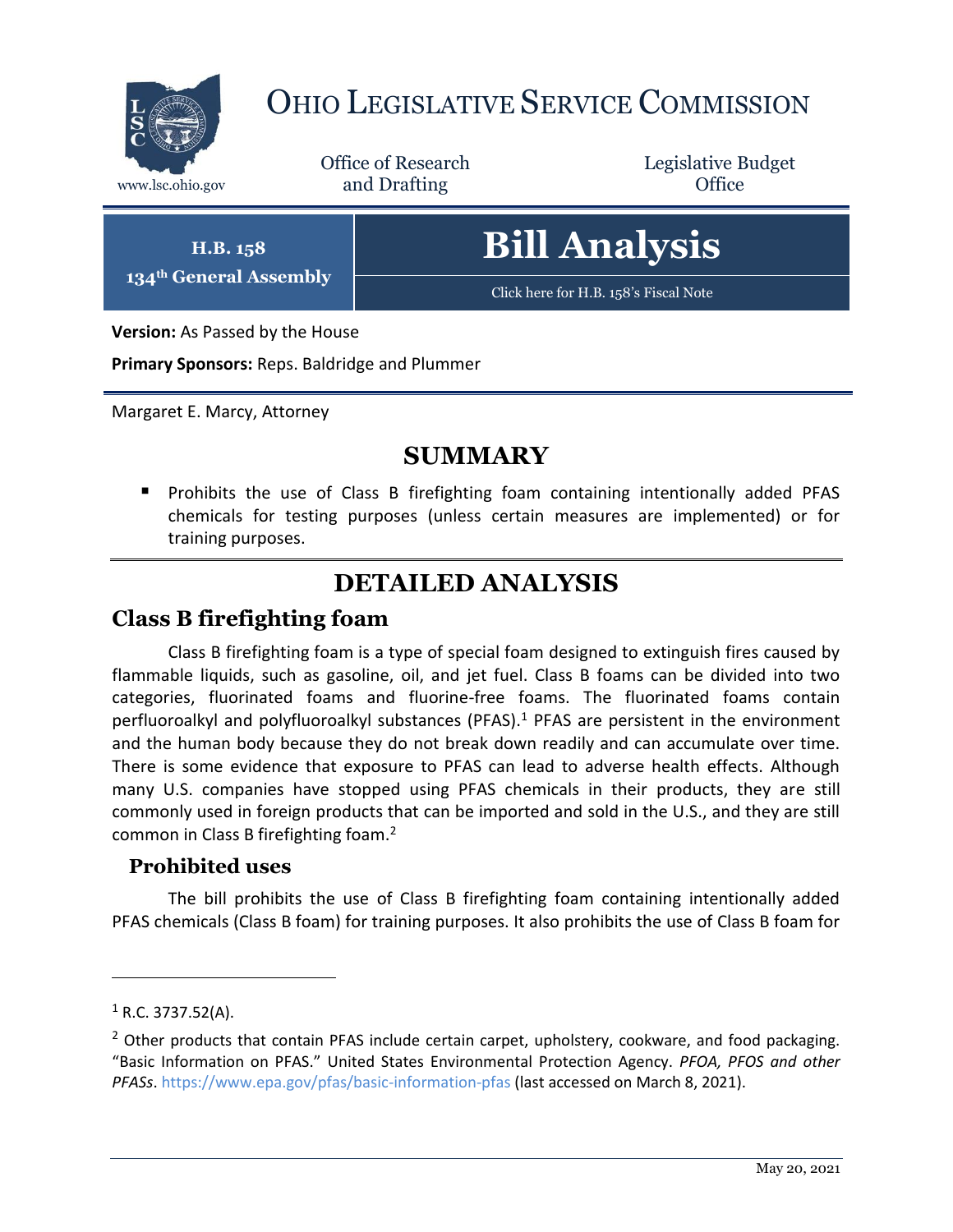# OHIO LEGISLATIVE SERVICE COMMISSION

www.lsc.ohio.gov

Office of Research and Drafting

Legislative Budget Office

**H.B. 158**
**134th General Assembly**

# Bill Analysis

Click here for H.B. 158's Fiscal Note

**Version:** As Passed by the House

**Primary Sponsors:** Reps. Baldridge and Plummer

Margaret E. Marcy, Attorney

## SUMMARY

- Prohibits the use of Class B firefighting foam containing intentionally added PFAS chemicals for testing purposes (unless certain measures are implemented) or for training purposes.

## DETAILED ANALYSIS

### Class B firefighting foam

Class B firefighting foam is a type of special foam designed to extinguish fires caused by flammable liquids, such as gasoline, oil, and jet fuel. Class B foams can be divided into two categories, fluorinated foams and fluorine-free foams. The fluorinated foams contain perfluoroalkyl and polyfluoroalkyl substances (PFAS).[1] PFAS are persistent in the environment and the human body because they do not break down readily and can accumulate over time. There is some evidence that exposure to PFAS can lead to adverse health effects. Although many U.S. companies have stopped using PFAS chemicals in their products, they are still commonly used in foreign products that can be imported and sold in the U.S., and they are still common in Class B firefighting foam.[2]

#### Prohibited uses

The bill prohibits the use of Class B firefighting foam containing intentionally added PFAS chemicals (Class B foam) for training purposes. It also prohibits the use of Class B foam for

---

[1] R.C. 3737.52(A).

[2] Other products that contain PFAS include certain carpet, upholstery, cookware, and food packaging. "Basic Information on PFAS." United States Environmental Protection Agency. *PFOA, PFOS and other PFASs*. https://www.epa.gov/pfas/basic-information-pfas (last accessed on March 8, 2021).

May 20, 2021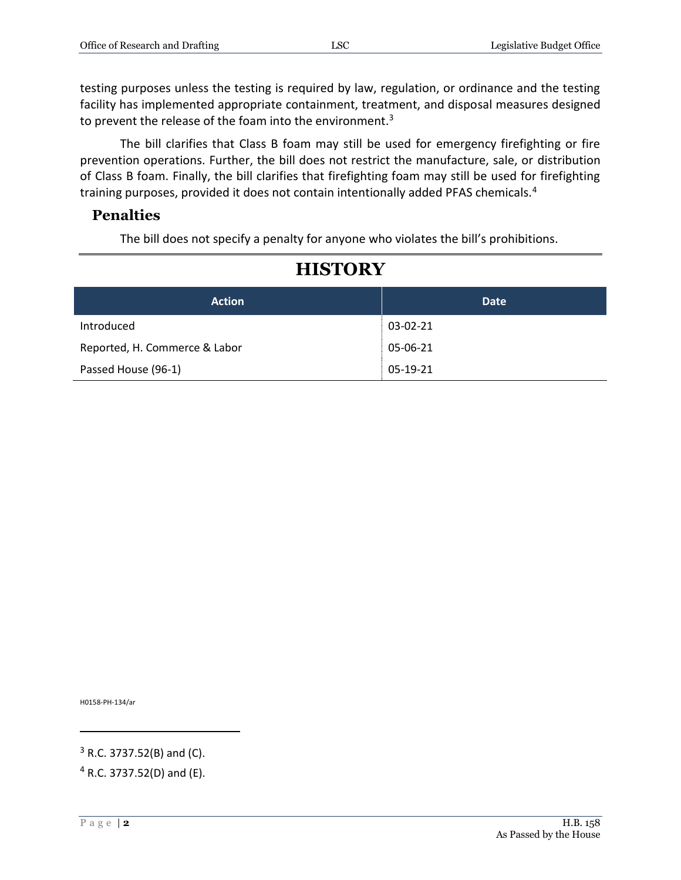testing purposes unless the testing is required by law, regulation, or ordinance and the testing facility has implemented appropriate containment, treatment, and disposal measures designed to prevent the release of the foam into the environment.[3]

The bill clarifies that Class B foam may still be used for emergency firefighting or fire prevention operations. Further, the bill does not restrict the manufacture, sale, or distribution of Class B foam. Finally, the bill clarifies that firefighting foam may still be used for firefighting training purposes, provided it does not contain intentionally added PFAS chemicals.[4]

## Penalties

The bill does not specify a penalty for anyone who violates the bill's prohibitions.

# HISTORY

| Action | Date |
|---|---|
| Introduced | 03-02-21 |
| Reported, H. Commerce & Labor | 05-06-21 |
| Passed House (96-1) | 05-19-21 |

H0158-PH-134/ar

[3] R.C. 3737.52(B) and (C).

[4] R.C. 3737.52(D) and (E).